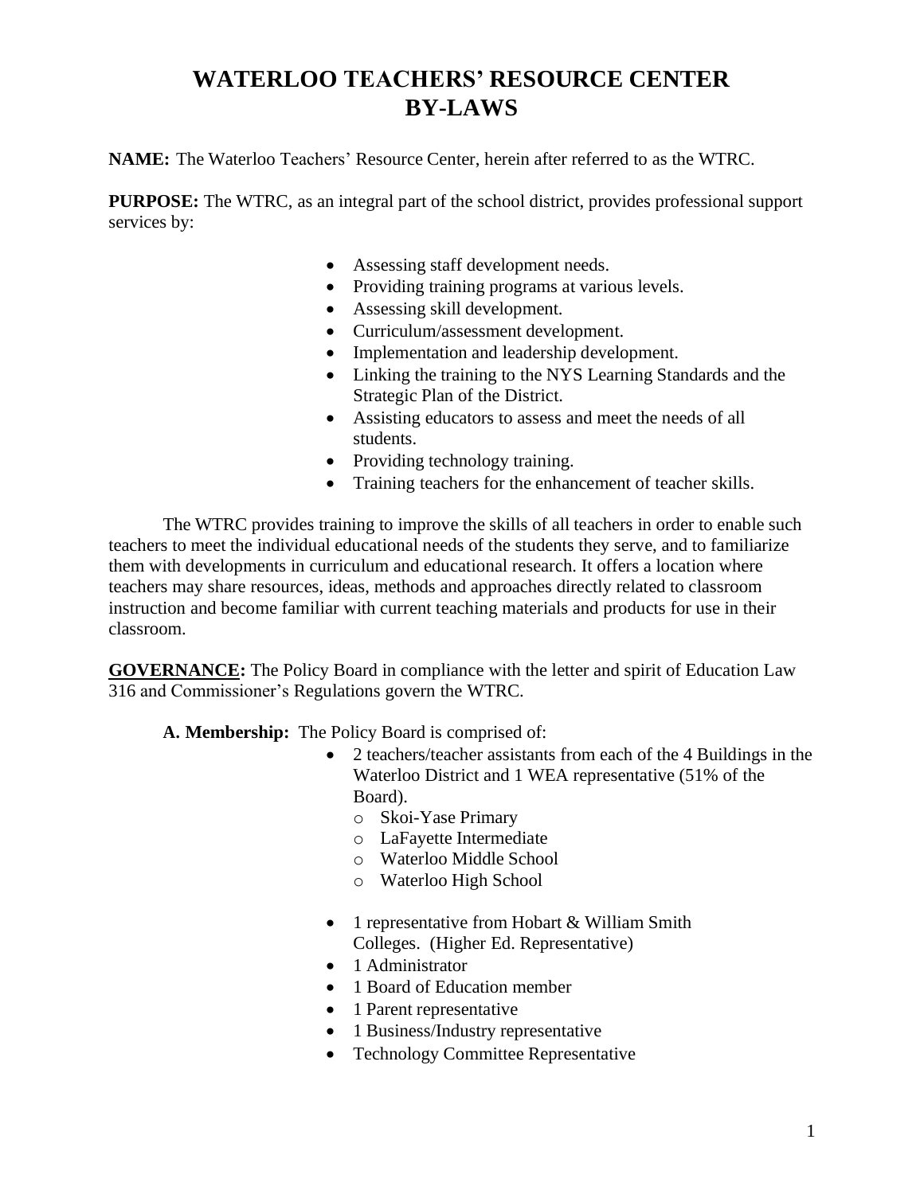# WATERLOO TEACHERS' RESOURCE CENTER BY-LAWS

**NAME:** The Waterloo Teachers' Resource Center, herein after referred to as the WTRC.

**PURPOSE:** The WTRC, as an integral part of the school district, provides professional support services by:

- Assessing staff development needs.
- Providing training programs at various levels.
- Assessing skill development.
- Curriculum/assessment development.
- Implementation and leadership development.
- Linking the training to the NYS Learning Standards and the Strategic Plan of the District.
- Assisting educators to assess and meet the needs of all students.
- Providing technology training.
- Training teachers for the enhancement of teacher skills.

The WTRC provides training to improve the skills of all teachers in order to enable such teachers to meet the individual educational needs of the students they serve, and to familiarize them with developments in curriculum and educational research. It offers a location where teachers may share resources, ideas, methods and approaches directly related to classroom instruction and become familiar with current teaching materials and products for use in their classroom.

**GOVERNANCE:** The Policy Board in compliance with the letter and spirit of Education Law 316 and Commissioner's Regulations govern the WTRC.

**A. Membership:** The Policy Board is comprised of:

- 2 teachers/teacher assistants from each of the 4 Buildings in the Waterloo District and 1 WEA representative (51% of the Board).
  - Skoi-Yase Primary
  - LaFayette Intermediate
  - Waterloo Middle School
  - Waterloo High School
- 1 representative from Hobart & William Smith Colleges. (Higher Ed. Representative)
- 1 Administrator
- 1 Board of Education member
- 1 Parent representative
- 1 Business/Industry representative
- Technology Committee Representative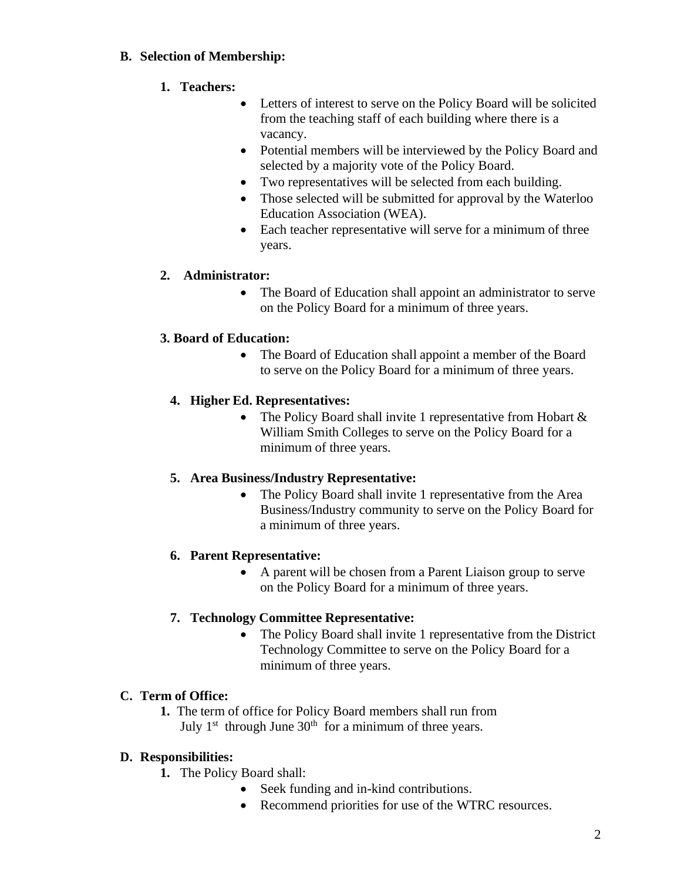**B. Selection of Membership:**

**1. Teachers:**

- Letters of interest to serve on the Policy Board will be solicited from the teaching staff of each building where there is a vacancy.
- Potential members will be interviewed by the Policy Board and selected by a majority vote of the Policy Board.
- Two representatives will be selected from each building.
- Those selected will be submitted for approval by the Waterloo Education Association (WEA).
- Each teacher representative will serve for a minimum of three years.

**2. Administrator:**

- The Board of Education shall appoint an administrator to serve on the Policy Board for a minimum of three years.

**3. Board of Education:**

- The Board of Education shall appoint a member of the Board to serve on the Policy Board for a minimum of three years.

**4. Higher Ed. Representatives:**

- The Policy Board shall invite 1 representative from Hobart & William Smith Colleges to serve on the Policy Board for a minimum of three years.

**5. Area Business/Industry Representative:**

- The Policy Board shall invite 1 representative from the Area Business/Industry community to serve on the Policy Board for a minimum of three years.

**6. Parent Representative:**

- A parent will be chosen from a Parent Liaison group to serve on the Policy Board for a minimum of three years.

**7. Technology Committee Representative:**

- The Policy Board shall invite 1 representative from the District Technology Committee to serve on the Policy Board for a minimum of three years.

**C. Term of Office:**

**1.** The term of office for Policy Board members shall run from July 1st through June 30th for a minimum of three years.

**D. Responsibilities:**

**1.** The Policy Board shall:

- Seek funding and in-kind contributions.
- Recommend priorities for use of the WTRC resources.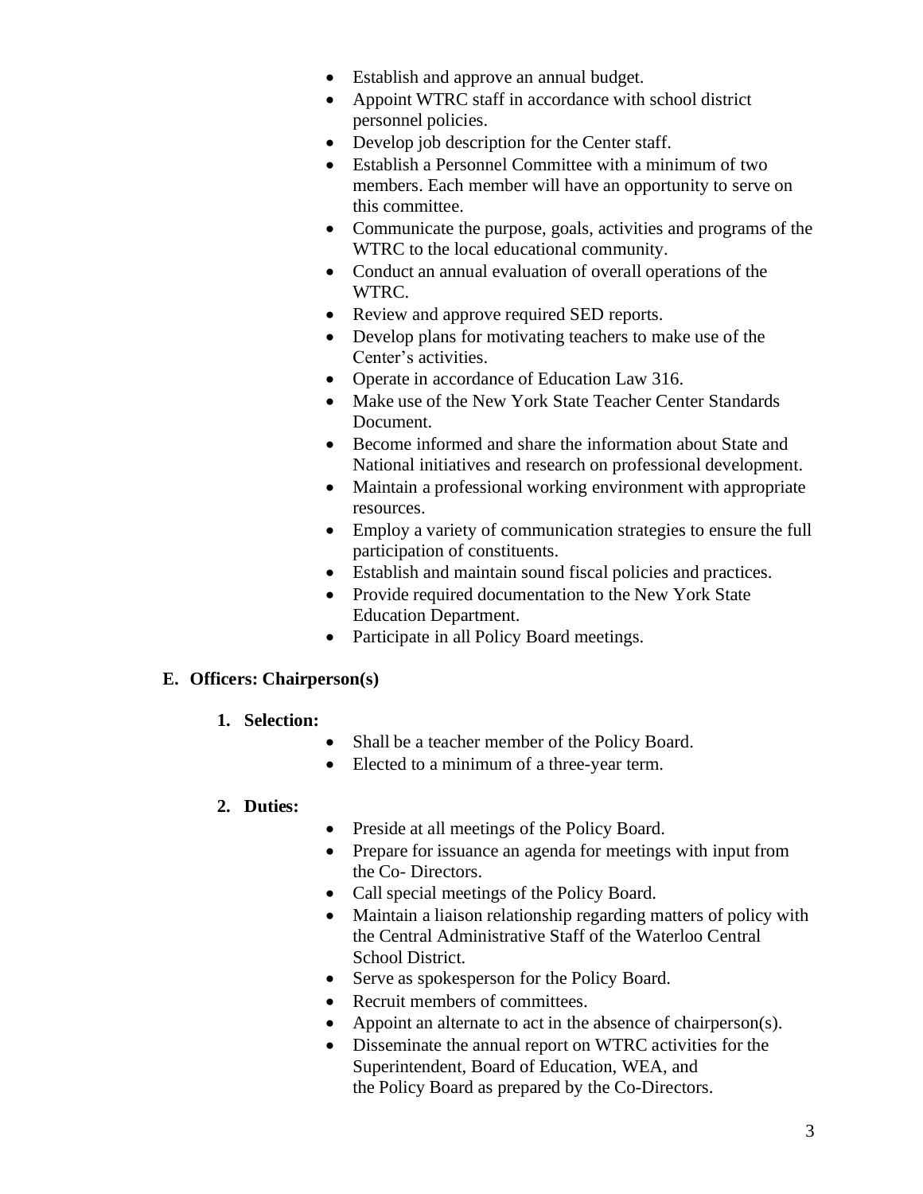- Establish and approve an annual budget.
- Appoint WTRC staff in accordance with school district personnel policies.
- Develop job description for the Center staff.
- Establish a Personnel Committee with a minimum of two members. Each member will have an opportunity to serve on this committee.
- Communicate the purpose, goals, activities and programs of the WTRC to the local educational community.
- Conduct an annual evaluation of overall operations of the WTRC.
- Review and approve required SED reports.
- Develop plans for motivating teachers to make use of the Center's activities.
- Operate in accordance of Education Law 316.
- Make use of the New York State Teacher Center Standards Document.
- Become informed and share the information about State and National initiatives and research on professional development.
- Maintain a professional working environment with appropriate resources.
- Employ a variety of communication strategies to ensure the full participation of constituents.
- Establish and maintain sound fiscal policies and practices.
- Provide required documentation to the New York State Education Department.
- Participate in all Policy Board meetings.

## E. Officers: Chairperson(s)

### 1. Selection:

- Shall be a teacher member of the Policy Board.
- Elected to a minimum of a three-year term.

### 2. Duties:

- Preside at all meetings of the Policy Board.
- Prepare for issuance an agenda for meetings with input from the Co- Directors.
- Call special meetings of the Policy Board.
- Maintain a liaison relationship regarding matters of policy with the Central Administrative Staff of the Waterloo Central School District.
- Serve as spokesperson for the Policy Board.
- Recruit members of committees.
- Appoint an alternate to act in the absence of chairperson(s).
- Disseminate the annual report on WTRC activities for the Superintendent, Board of Education, WEA, and the Policy Board as prepared by the Co-Directors.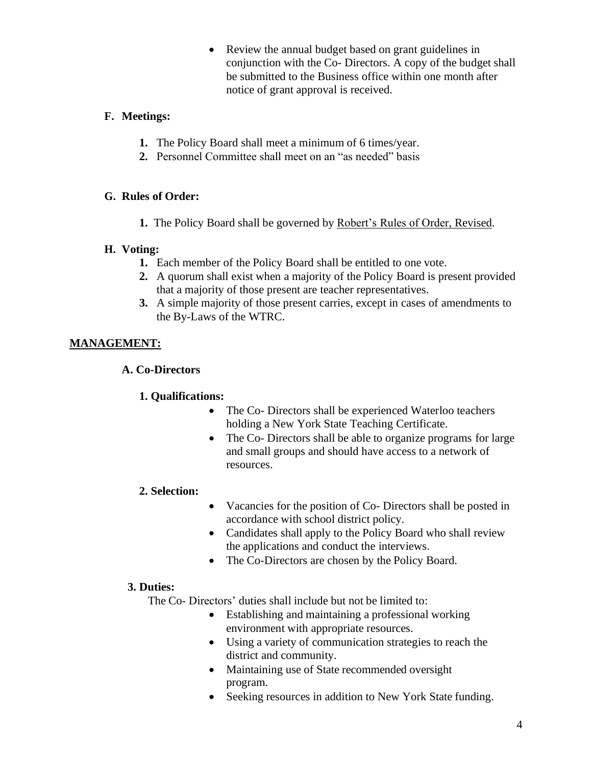- Review the annual budget based on grant guidelines in conjunction with the Co- Directors. A copy of the budget shall be submitted to the Business office within one month after notice of grant approval is received.

### F. Meetings:

1. The Policy Board shall meet a minimum of 6 times/year.
2. Personnel Committee shall meet on an "as needed" basis

### G. Rules of Order:

1. The Policy Board shall be governed by Robert's Rules of Order, Revised.

### H. Voting:

1. Each member of the Policy Board shall be entitled to one vote.
2. A quorum shall exist when a majority of the Policy Board is present provided that a majority of those present are teacher representatives.
3. A simple majority of those present carries, except in cases of amendments to the By-Laws of the WTRC.

## MANAGEMENT:

### A. Co-Directors

#### 1. Qualifications:

- The Co- Directors shall be experienced Waterloo teachers holding a New York State Teaching Certificate.
- The Co- Directors shall be able to organize programs for large and small groups and should have access to a network of resources.

#### 2. Selection:

- Vacancies for the position of Co- Directors shall be posted in accordance with school district policy.
- Candidates shall apply to the Policy Board who shall review the applications and conduct the interviews.
- The Co-Directors are chosen by the Policy Board.

#### 3. Duties:

The Co- Directors' duties shall include but not be limited to:

- Establishing and maintaining a professional working environment with appropriate resources.
- Using a variety of communication strategies to reach the district and community.
- Maintaining use of State recommended oversight program.
- Seeking resources in addition to New York State funding.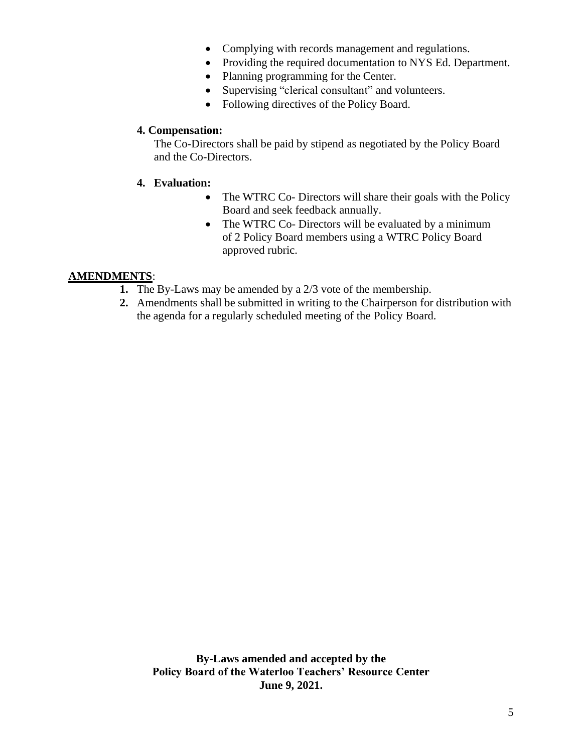- Complying with records management and regulations.
- Providing the required documentation to NYS Ed. Department.
- Planning programming for the Center.
- Supervising "clerical consultant" and volunteers.
- Following directives of the Policy Board.

**4. Compensation:**

The Co-Directors shall be paid by stipend as negotiated by the Policy Board and the Co-Directors.

**4. Evaluation:**

- The WTRC Co- Directors will share their goals with the Policy Board and seek feedback annually.
- The WTRC Co- Directors will be evaluated by a minimum of 2 Policy Board members using a WTRC Policy Board approved rubric.

**AMENDMENTS**:

1. The By-Laws may be amended by a 2/3 vote of the membership.
2. Amendments shall be submitted in writing to the Chairperson for distribution with the agenda for a regularly scheduled meeting of the Policy Board.

**By-Laws amended and accepted by the**
**Policy Board of the Waterloo Teachers' Resource Center**
**June 9, 2021.**